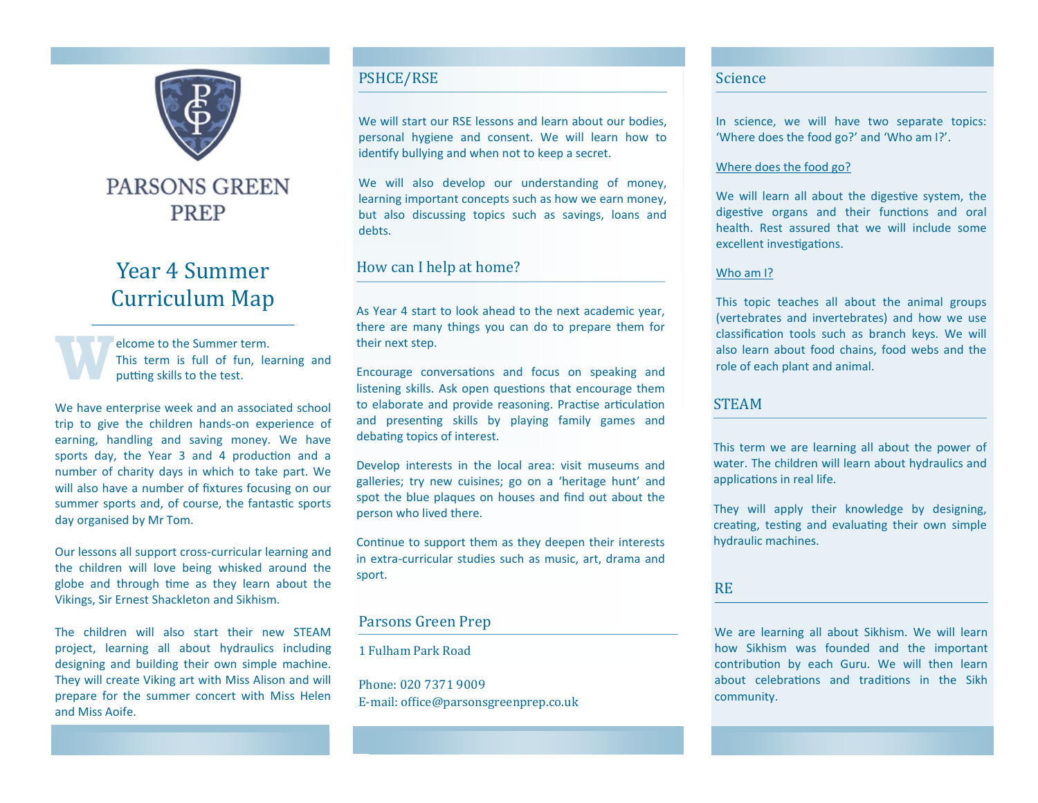PARSONS GREEN PREP

# Year 4 Summer Curriculum Map

Welcome to the Summer term. This term is full of fun, learning and putting skills to the test.

We have enterprise week and an associated school trip to give the children hands-on experience of earning, handling and saving money. We have sports day, the Year 3 and 4 production and a number of charity days in which to take part. We will also have a number of fixtures focusing on our summer sports and, of course, the fantastic sports day organised by Mr Tom.

Our lessons all support cross-curricular learning and the children will love being whisked around the globe and through time as they learn about the Vikings, Sir Ernest Shackleton and Sikhism.

The children will also start their new STEAM project, learning all about hydraulics including designing and building their own simple machine. They will create Viking art with Miss Alison and will prepare for the summer concert with Miss Helen and Miss Aoife.

## PSHCE/RSE

We will start our RSE lessons and learn about our bodies, personal hygiene and consent. We will learn how to identify bullying and when not to keep a secret.

We will also develop our understanding of money, learning important concepts such as how we earn money, but also discussing topics such as savings, loans and debts.

## How can I help at home?

As Year 4 start to look ahead to the next academic year, there are many things you can do to prepare them for their next step.

Encourage conversations and focus on speaking and listening skills. Ask open questions that encourage them to elaborate and provide reasoning. Practise articulation and presenting skills by playing family games and debating topics of interest.

Develop interests in the local area: visit museums and galleries; try new cuisines; go on a 'heritage hunt' and spot the blue plaques on houses and find out about the person who lived there.

Continue to support them as they deepen their interests in extra-curricular studies such as music, art, drama and sport.

## Parsons Green Prep

1 Fulham Park Road

Phone: 020 7371 9009
E-mail: office@parsonsgreenprep.co.uk

## Science

In science, we will have two separate topics: 'Where does the food go?' and 'Who am I?'.

### Where does the food go?

We will learn all about the digestive system, the digestive organs and their functions and oral health. Rest assured that we will include some excellent investigations.

### Who am I?

This topic teaches all about the animal groups (vertebrates and invertebrates) and how we use classification tools such as branch keys. We will also learn about food chains, food webs and the role of each plant and animal.

## STEAM

This term we are learning all about the power of water. The children will learn about hydraulics and applications in real life.

They will apply their knowledge by designing, creating, testing and evaluating their own simple hydraulic machines.

## RE

We are learning all about Sikhism. We will learn how Sikhism was founded and the important contribution by each Guru. We will then learn about celebrations and traditions in the Sikh community.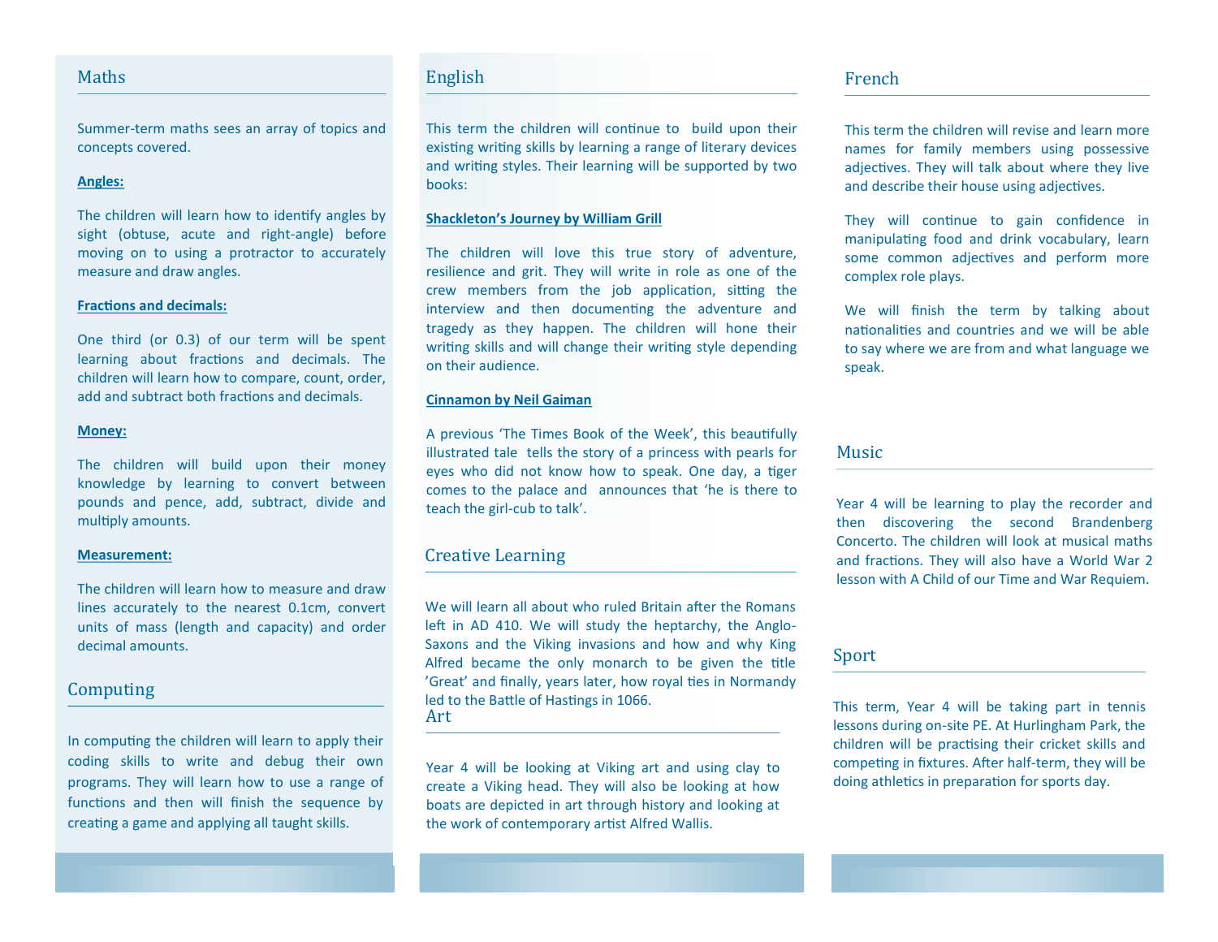## Maths

Summer-term maths sees an array of topics and concepts covered.

**Angles:**

The children will learn how to identify angles by sight (obtuse, acute and right-angle) before moving on to using a protractor to accurately measure and draw angles.

**Fractions and decimals:**

One third (or 0.3) of our term will be spent learning about fractions and decimals. The children will learn how to compare, count, order, add and subtract both fractions and decimals.

**Money:**

The children will build upon their money knowledge by learning to convert between pounds and pence, add, subtract, divide and multiply amounts.

**Measurement:**

The children will learn how to measure and draw lines accurately to the nearest 0.1cm, convert units of mass (length and capacity) and order decimal amounts.

## Computing

In computing the children will learn to apply their coding skills to write and debug their own programs. They will learn how to use a range of functions and then will finish the sequence by creating a game and applying all taught skills.

## English

This term the children will continue to build upon their existing writing skills by learning a range of literary devices and writing styles. Their learning will be supported by two books:

**Shackleton's Journey by William Grill**

The children will love this true story of adventure, resilience and grit. They will write in role as one of the crew members from the job application, sitting the interview and then documenting the adventure and tragedy as they happen. The children will hone their writing skills and will change their writing style depending on their audience.

**Cinnamon by Neil Gaiman**

A previous 'The Times Book of the Week', this beautifully illustrated tale tells the story of a princess with pearls for eyes who did not know how to speak. One day, a tiger comes to the palace and announces that 'he is there to teach the girl-cub to talk'.

## Creative Learning

We will learn all about who ruled Britain after the Romans left in AD 410. We will study the heptarchy, the Anglo-Saxons and the Viking invasions and how and why King Alfred became the only monarch to be given the title 'Great' and finally, years later, how royal ties in Normandy led to the Battle of Hastings in 1066.

## Art

Year 4 will be looking at Viking art and using clay to create a Viking head. They will also be looking at how boats are depicted in art through history and looking at the work of contemporary artist Alfred Wallis.

## French

This term the children will revise and learn more names for family members using possessive adjectives. They will talk about where they live and describe their house using adjectives.

They will continue to gain confidence in manipulating food and drink vocabulary, learn some common adjectives and perform more complex role plays.

We will finish the term by talking about nationalities and countries and we will be able to say where we are from and what language we speak.

## Music

Year 4 will be learning to play the recorder and then discovering the second Brandenberg Concerto. The children will look at musical maths and fractions. They will also have a World War 2 lesson with A Child of our Time and War Requiem.

## Sport

This term, Year 4 will be taking part in tennis lessons during on-site PE. At Hurlingham Park, the children will be practising their cricket skills and competing in fixtures. After half-term, they will be doing athletics in preparation for sports day.